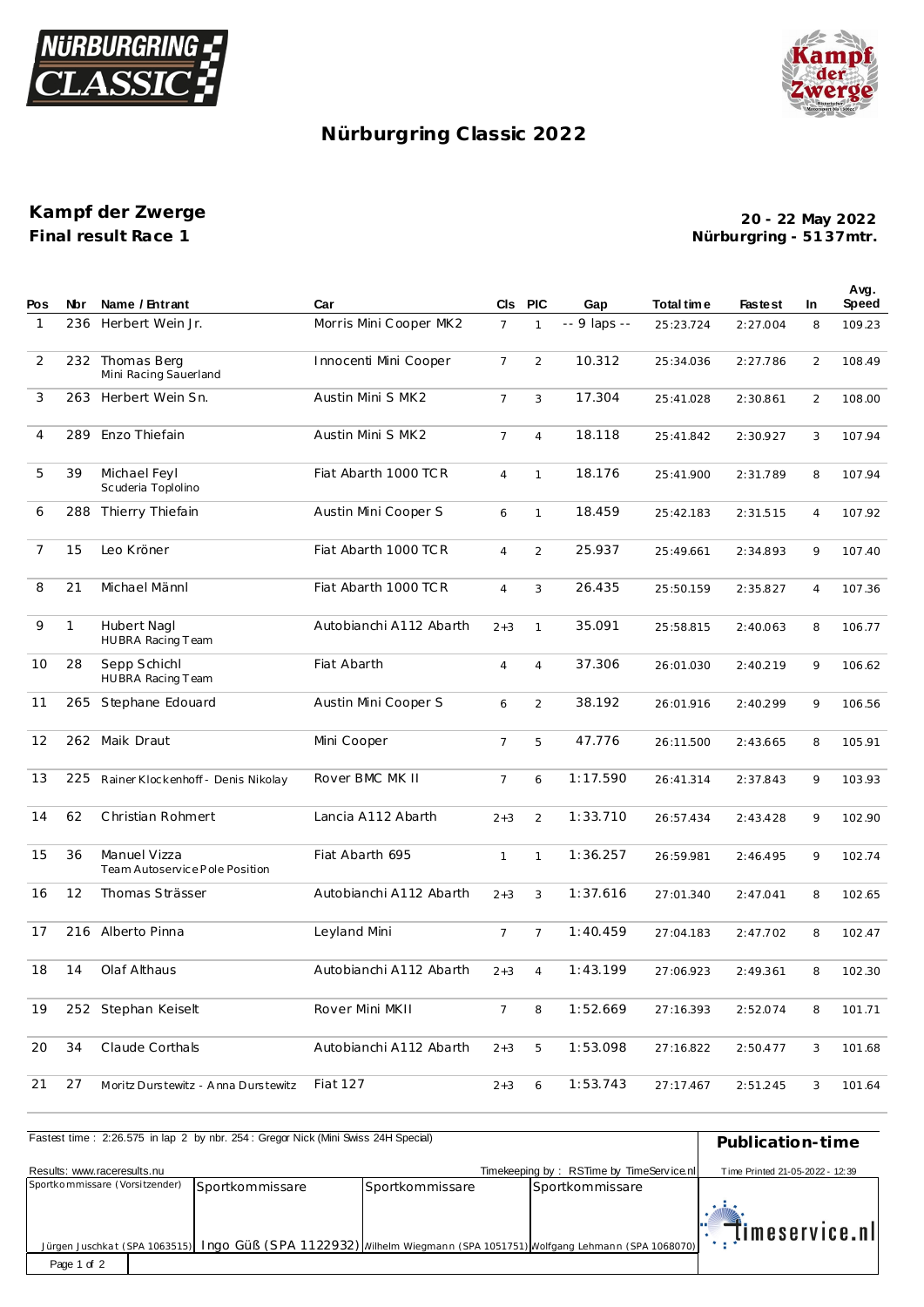# Nürburgring Classic 2022

## Kampf der Zwerge

**Final result Race 1**

**20 - 22 May 2022**
**Nürburgring - 5137mtr.**

| Pos | Nbr | Name / Entrant | Car | Cls | PIC | Gap | Total time | Fastest | In | Avg. Speed |
|---|---|---|---|---|---|---|---|---|---|---|
| 1 | 236 | Herbert Wein Jr. | Morris Mini Cooper MK2 | 7 | 1 | -- 9 laps -- | 25:23.724 | 2:27.004 | 8 | 109.23 |
| 2 | 232 | Thomas Berg<br>Mini Racing Sauerland | Innocenti Mini Cooper | 7 | 2 | 10.312 | 25:34.036 | 2:27.786 | 2 | 108.49 |
| 3 | 263 | Herbert Wein Sn. | Austin Mini S MK2 | 7 | 3 | 17.304 | 25:41.028 | 2:30.861 | 2 | 108.00 |
| 4 | 289 | Enzo Thiefain | Austin Mini S MK2 | 7 | 4 | 18.118 | 25:41.842 | 2:30.927 | 3 | 107.94 |
| 5 | 39 | Michael Feyl<br>Scuderia Toplolino | Fiat Abarth 1000 TCR | 4 | 1 | 18.176 | 25:41.900 | 2:31.789 | 8 | 107.94 |
| 6 | 288 | Thierry Thiefain | Austin Mini Cooper S | 6 | 1 | 18.459 | 25:42.183 | 2:31.515 | 4 | 107.92 |
| 7 | 15 | Leo Kröner | Fiat Abarth 1000 TCR | 4 | 2 | 25.937 | 25:49.661 | 2:34.893 | 9 | 107.40 |
| 8 | 21 | Michael Männl | Fiat Abarth 1000 TCR | 4 | 3 | 26.435 | 25:50.159 | 2:35.827 | 4 | 107.36 |
| 9 | 1 | Hubert Nagl<br>HUBRA Racing Team | Autobianchi A112 Abarth | 2+3 | 1 | 35.091 | 25:58.815 | 2:40.063 | 8 | 106.77 |
| 10 | 28 | Sepp Schichl<br>HUBRA Racing Team | Fiat Abarth | 4 | 4 | 37.306 | 26:01.030 | 2:40.219 | 9 | 106.62 |
| 11 | 265 | Stephane Edouard | Austin Mini Cooper S | 6 | 2 | 38.192 | 26:01.916 | 2:40.299 | 9 | 106.56 |
| 12 | 262 | Maik Draut | Mini Cooper | 7 | 5 | 47.776 | 26:11.500 | 2:43.665 | 8 | 105.91 |
| 13 | 225 | Rainer Klockenhoff - Denis Nikolay | Rover BMC MK II | 7 | 6 | 1:17.590 | 26:41.314 | 2:37.843 | 9 | 103.93 |
| 14 | 62 | Christian Rohmert | Lancia A112 Abarth | 2+3 | 2 | 1:33.710 | 26:57.434 | 2:43.428 | 9 | 102.90 |
| 15 | 36 | Manuel Vizza<br>Team Autoservice Pole Position | Fiat Abarth 695 | 1 | 1 | 1:36.257 | 26:59.981 | 2:46.495 | 9 | 102.74 |
| 16 | 12 | Thomas Strässer | Autobianchi A112 Abarth | 2+3 | 3 | 1:37.616 | 27:01.340 | 2:47.041 | 8 | 102.65 |
| 17 | 216 | Alberto Pinna | Leyland Mini | 7 | 7 | 1:40.459 | 27:04.183 | 2:47.702 | 8 | 102.47 |
| 18 | 14 | Olaf Althaus | Autobianchi A112 Abarth | 2+3 | 4 | 1:43.199 | 27:06.923 | 2:49.361 | 8 | 102.30 |
| 19 | 252 | Stephan Keiselt | Rover Mini MKII | 7 | 8 | 1:52.669 | 27:16.393 | 2:52.074 | 8 | 101.71 |
| 20 | 34 | Claude Corthals | Autobianchi A112 Abarth | 2+3 | 5 | 1:53.098 | 27:16.822 | 2:50.477 | 3 | 101.68 |
| 21 | 27 | Moritz Durstewitz - Anna Durstewitz | Fiat 127 | 2+3 | 6 | 1:53.743 | 27:17.467 | 2:51.245 | 3 | 101.64 |

Fastest time : 2:26.575 in lap 2 by nbr. 254 : Gregor Nick (Mini Swiss 24H Special)

**Publication-time**

Results: www.raceresults.nu

Timekeeping by : RSTime by TimeService.nl

Time Printed 21-05-2022 - 12:39

| Sportkommissare (Vorsitzender) | Sportkommissare | Sportkommissare | Sportkommissare |
|---|---|---|---|
| Jürgen Juschkat (SPA 1063515) | Ingo Güß (SPA 1122932) | Wilhelm Wiegmann (SPA 1051751) | Wolfgang Lehmann (SPA 1068070) |

timeservice.nl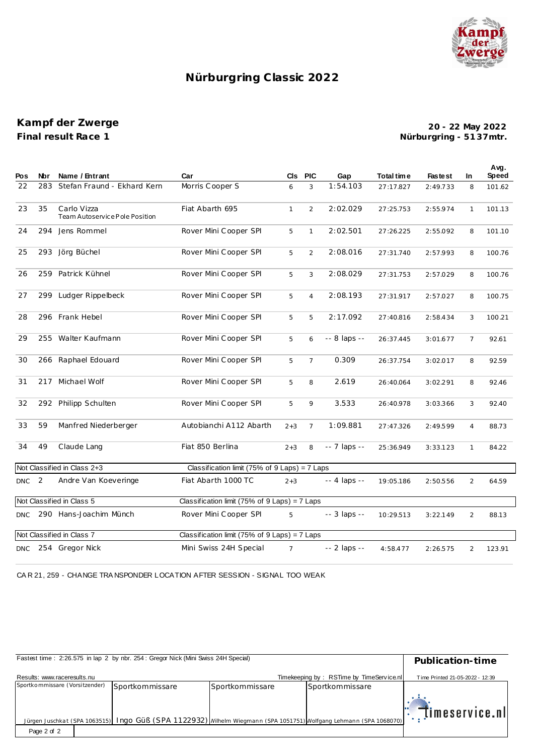# Nürburgring Classic 2022

## Kampf der Zwerge

**Final result Race 1**

**20 - 22 May 2022**
**Nürburgring - 5137mtr.**

| Pos | Nbr | Name / Entrant | Car | Cls | PIC | Gap | Total time | Fastest | In | Avg. Speed |
|---|---|---|---|---|---|---|---|---|---|---|
| 22 | 283 | Stefan Fraund - Ekhard Kern | Morris Cooper S | 6 | 3 | 1:54.103 | 27:17.827 | 2:49.733 | 8 | 101.62 |
| 23 | 35 | Carlo Vizza<br>Team Autoservice Pole Position | Fiat Abarth 695 | 1 | 2 | 2:02.029 | 27:25.753 | 2:55.974 | 1 | 101.13 |
| 24 | 294 | Jens Rommel | Rover Mini Cooper SPI | 5 | 1 | 2:02.501 | 27:26.225 | 2:55.092 | 8 | 101.10 |
| 25 | 293 | Jörg Büchel | Rover Mini Cooper SPI | 5 | 2 | 2:08.016 | 27:31.740 | 2:57.993 | 8 | 100.76 |
| 26 | 259 | Patrick Kühnel | Rover Mini Cooper SPI | 5 | 3 | 2:08.029 | 27:31.753 | 2:57.029 | 8 | 100.76 |
| 27 | 299 | Ludger Rippelbeck | Rover Mini Cooper SPI | 5 | 4 | 2:08.193 | 27:31.917 | 2:57.027 | 8 | 100.75 |
| 28 | 296 | Frank Hebel | Rover Mini Cooper SPI | 5 | 5 | 2:17.092 | 27:40.816 | 2:58.434 | 3 | 100.21 |
| 29 | 255 | Walter Kaufmann | Rover Mini Cooper SPI | 5 | 6 | -- 8 laps -- | 26:37.445 | 3:01.677 | 7 | 92.61 |
| 30 | 266 | Raphael Edouard | Rover Mini Cooper SPI | 5 | 7 | 0.309 | 26:37.754 | 3:02.017 | 8 | 92.59 |
| 31 | 217 | Michael Wolf | Rover Mini Cooper SPI | 5 | 8 | 2.619 | 26:40.064 | 3:02.291 | 8 | 92.46 |
| 32 | 292 | Philipp Schulten | Rover Mini Cooper SPI | 5 | 9 | 3.533 | 26:40.978 | 3:03.366 | 3 | 92.40 |
| 33 | 59 | Manfred Niederberger | Autobianchi A112 Abarth | 2+3 | 7 | 1:09.881 | 27:47.326 | 2:49.599 | 4 | 88.73 |
| 34 | 49 | Claude Lang | Fiat 850 Berlina | 2+3 | 8 | -- 7 laps -- | 25:36.949 | 3:33.123 | 1 | 84.22 |
| Not Classified in Class 2+3 | | | Classification limit (75% of 9 Laps) = 7 Laps | | | | | | | |
| DNC | 2 | Andre Van Koeveringe | Fiat Abarth 1000 TC | 2+3 | | -- 4 laps -- | 19:05.186 | 2:50.556 | 2 | 64.59 |
| Not Classified in Class 5 | | | Classification limit (75% of 9 Laps) = 7 Laps | | | | | | | |
| DNC | 290 | Hans-Joachim Münch | Rover Mini Cooper SPI | 5 | | -- 3 laps -- | 10:29.513 | 3:22.149 | 2 | 88.13 |
| Not Classified in Class 7 | | | Classification limit (75% of 9 Laps) = 7 Laps | | | | | | | |
| DNC | 254 | Gregor Nick | Mini Swiss 24H Special | 7 | | -- 2 laps -- | 4:58.477 | 2:26.575 | 2 | 123.91 |

CAR 21, 259 - CHANGE TRANSPONDER LOCATION AFTER SESSION - SIGNAL TOO WEAK

Fastest time : 2:26.575 in lap 2 by nbr. 254 : Gregor Nick (Mini Swiss 24H Special)

**Publication-time**

Results: www.raceresults.nu

Timekeeping by : RSTime by TimeService.nl

Time Printed 21-05-2022 - 12:39

| Sportkommissare (Vorsitzender) | Sportkommissare | Sportkommissare | Sportkommissare |
|---|---|---|---|
| Jürgen Juschkat (SPA 1063515) | Ingo Güß (SPA 1122932) | Wilhelm Wiegmann (SPA 1051751) | Wolfgang Lehmann (SPA 1068070) |

timeservice.nl